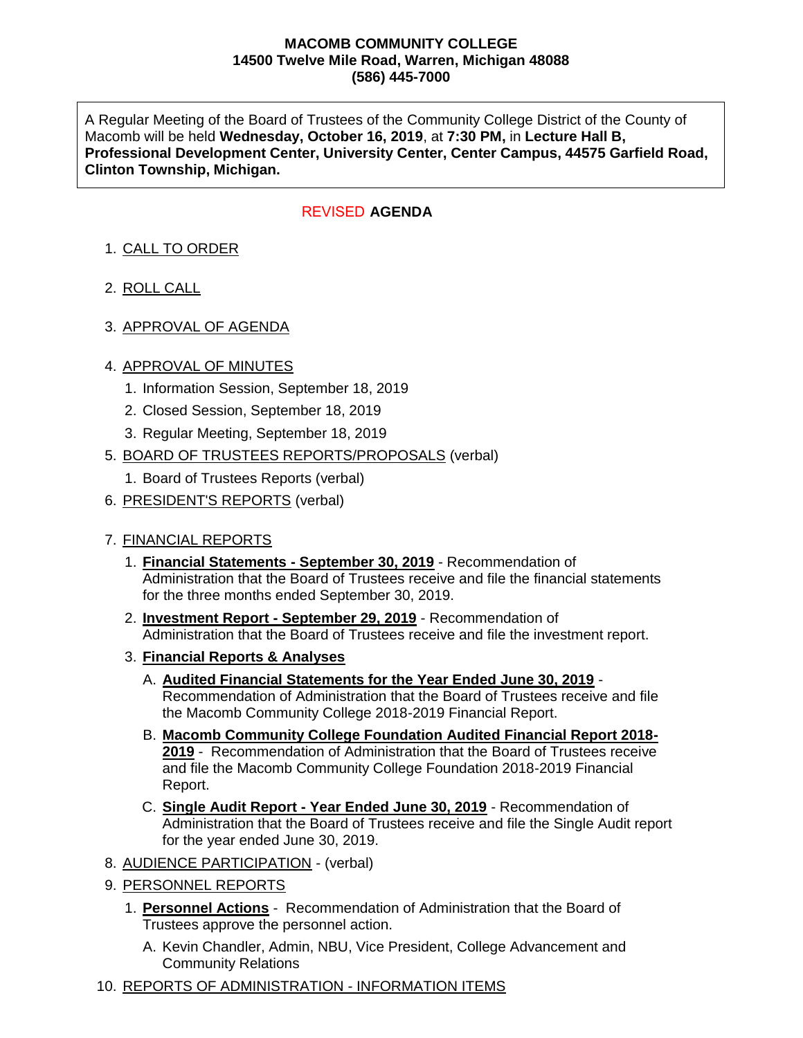**MACOMB COMMUNITY COLLEGE**
**14500 Twelve Mile Road, Warren, Michigan 48088**
**(586) 445-7000**

A Regular Meeting of the Board of Trustees of the Community College District of the County of Macomb will be held **Wednesday, October 16, 2019**, at **7:30 PM,** in **Lecture Hall B, Professional Development Center, University Center, Center Campus, 44575 Garfield Road, Clinton Township, Michigan.**

## REVISED **AGENDA**

1. CALL TO ORDER

2. ROLL CALL

3. APPROVAL OF AGENDA

4. APPROVAL OF MINUTES
   1. Information Session, September 18, 2019
   2. Closed Session, September 18, 2019
   3. Regular Meeting, September 18, 2019

5. BOARD OF TRUSTEES REPORTS/PROPOSALS (verbal)
   1. Board of Trustees Reports (verbal)

6. PRESIDENT'S REPORTS (verbal)

7. FINANCIAL REPORTS
   1. **Financial Statements - September 30, 2019** - Recommendation of Administration that the Board of Trustees receive and file the financial statements for the three months ended September 30, 2019.
   2. **Investment Report - September 29, 2019** - Recommendation of Administration that the Board of Trustees receive and file the investment report.
   3. **Financial Reports & Analyses**
      - A. **Audited Financial Statements for the Year Ended June 30, 2019** - Recommendation of Administration that the Board of Trustees receive and file the Macomb Community College 2018-2019 Financial Report.
      - B. **Macomb Community College Foundation Audited Financial Report 2018-2019** - Recommendation of Administration that the Board of Trustees receive and file the Macomb Community College Foundation 2018-2019 Financial Report.
      - C. **Single Audit Report - Year Ended June 30, 2019** - Recommendation of Administration that the Board of Trustees receive and file the Single Audit report for the year ended June 30, 2019.

8. AUDIENCE PARTICIPATION - (verbal)

9. PERSONNEL REPORTS
   1. **Personnel Actions** - Recommendation of Administration that the Board of Trustees approve the personnel action.
      - A. Kevin Chandler, Admin, NBU, Vice President, College Advancement and Community Relations

10. REPORTS OF ADMINISTRATION - INFORMATION ITEMS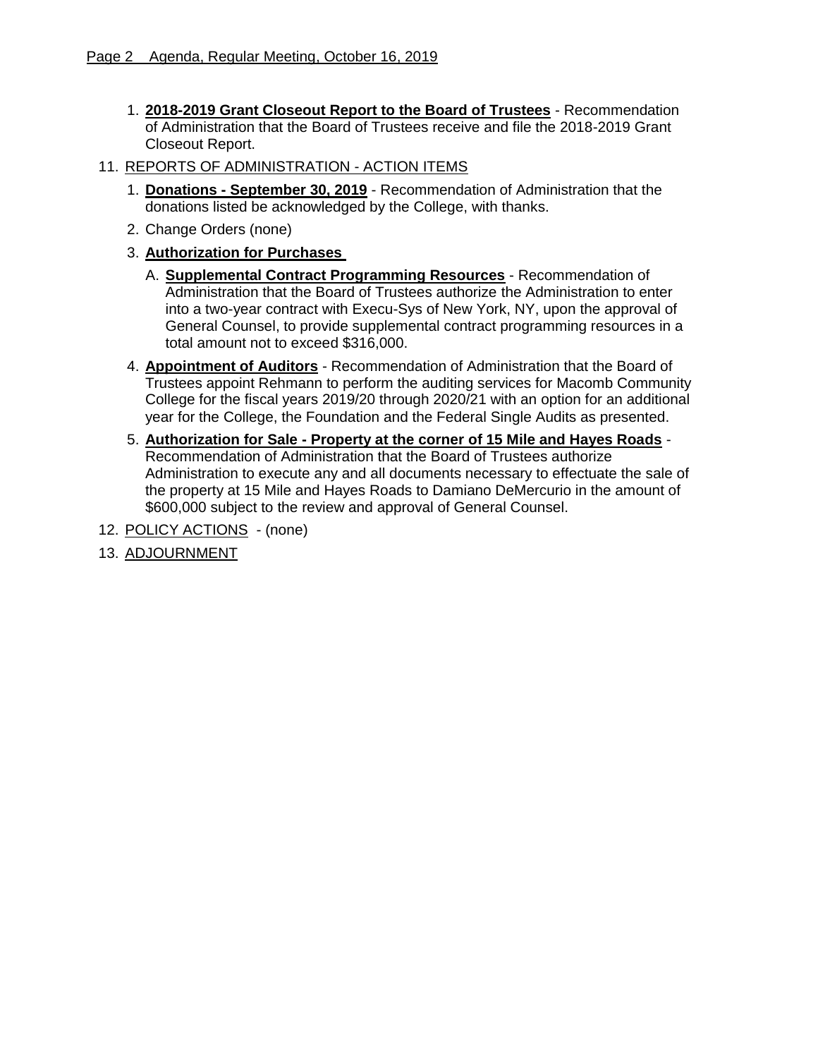1. **2018-2019 Grant Closeout Report to the Board of Trustees** - Recommendation of Administration that the Board of Trustees receive and file the 2018-2019 Grant Closeout Report.

11. REPORTS OF ADMINISTRATION - ACTION ITEMS

    1. **Donations - September 30, 2019** - Recommendation of Administration that the donations listed be acknowledged by the College, with thanks.
    2. Change Orders (none)
    3. **Authorization for Purchases**

       A. **Supplemental Contract Programming Resources** - Recommendation of Administration that the Board of Trustees authorize the Administration to enter into a two-year contract with Execu-Sys of New York, NY, upon the approval of General Counsel, to provide supplemental contract programming resources in a total amount not to exceed $316,000.

    4. **Appointment of Auditors** - Recommendation of Administration that the Board of Trustees appoint Rehmann to perform the auditing services for Macomb Community College for the fiscal years 2019/20 through 2020/21 with an option for an additional year for the College, the Foundation and the Federal Single Audits as presented.
    5. **Authorization for Sale - Property at the corner of 15 Mile and Hayes Roads** - Recommendation of Administration that the Board of Trustees authorize Administration to execute any and all documents necessary to effectuate the sale of the property at 15 Mile and Hayes Roads to Damiano DeMercurio in the amount of $600,000 subject to the review and approval of General Counsel.

12. POLICY ACTIONS - (none)

13. ADJOURNMENT